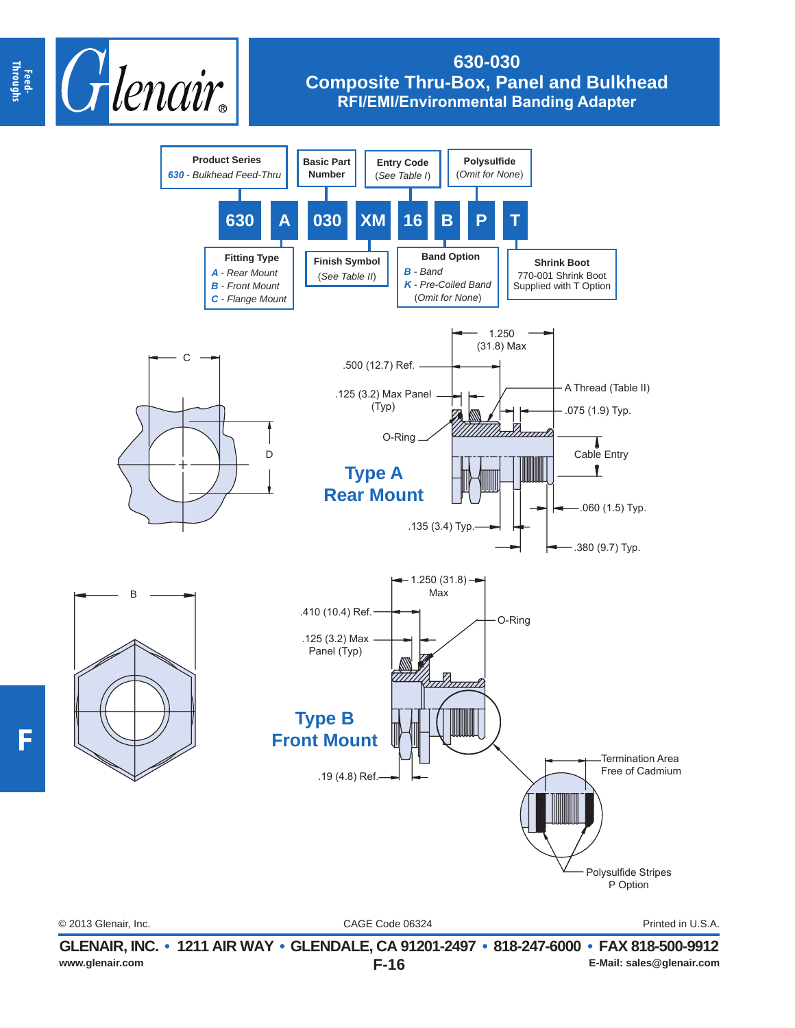# 630-030

## Composite Thru-Box, Panel and Bulkhead

### RFI/EMI/Environmental Banding Adapter

**630 A 030 XM 16 B P T**

- **Product Series**
  *630* - Bulkhead Feed-Thru
- **Fitting Type**
  *A* - Rear Mount
  *B* - Front Mount
  *C* - Flange Mount
- **Basic Part Number**
- **Finish Symbol**
  (See Table II)
- **Entry Code**
  (See Table I)
- **Band Option**
  *B* - Band
  *K* - Pre-Coiled Band
  (Omit for None)
- **Polysulfide**
  (Omit for None)
- **Shrink Boot**
  770-001 Shrink Boot Supplied with T Option

**Type A Rear Mount**

C
D
1.250 (31.8) Max
.500 (12.7) Ref.
A Thread (Table II)
.125 (3.2) Max Panel (Typ)
.075 (1.9) Typ.
O-Ring
Cable Entry
.060 (1.5) Typ.
.135 (3.4) Typ.
.380 (9.7) Typ.

**Type B Front Mount**

B
1.250 (31.8) Max
.410 (10.4) Ref.
O-Ring
.125 (3.2) Max Panel (Typ)
.19 (4.8) Ref.
Termination Area Free of Cadmium
Polysulfide Stripes P Option

© 2013 Glenair, Inc. CAGE Code 06324 Printed in U.S.A.

**GLENAIR, INC. • 1211 AIR WAY • GLENDALE, CA 91201-2497 • 818-247-6000 • FAX 818-500-9912**
www.glenair.com **F-16** E-Mail: sales@glenair.com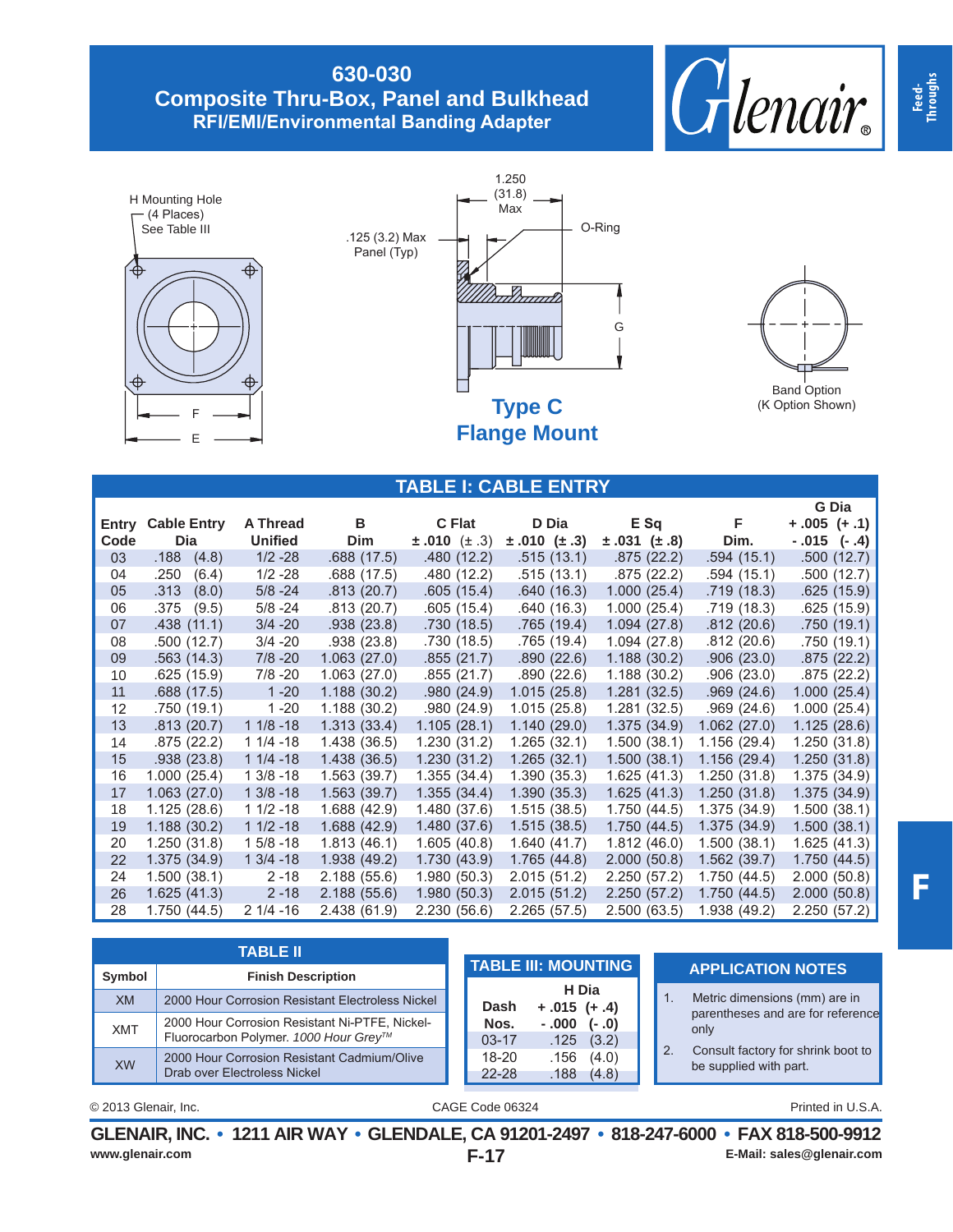# 630-030
## Composite Thru-Box, Panel and Bulkhead
### RFI/EMI/Environmental Banding Adapter

H Mounting Hole (4 Places) See Table III

F

E

1.250 (31.8) Max

.125 (3.2) Max Panel (Typ)

O-Ring

G

**Type C Flange Mount**

Band Option (K Option Shown)

## TABLE I: CABLE ENTRY

| Entry Code | Cable Entry Dia | A Thread Unified | B Dim | C Flat ± .010 (± .3) | D Dia ± .010 (± .3) | E Sq ± .031 (± .8) | F Dim. | G Dia + .005 (+ .1) - .015 (- .4) |
|---|---|---|---|---|---|---|---|---|
| 03 | .188 (4.8) | 1/2 -28 | .688 (17.5) | .480 (12.2) | .515 (13.1) | .875 (22.2) | .594 (15.1) | .500 (12.7) |
| 04 | .250 (6.4) | 1/2 -28 | .688 (17.5) | .480 (12.2) | .515 (13.1) | .875 (22.2) | .594 (15.1) | .500 (12.7) |
| 05 | .313 (8.0) | 5/8 -24 | .813 (20.7) | .605 (15.4) | .640 (16.3) | 1.000 (25.4) | .719 (18.3) | .625 (15.9) |
| 06 | .375 (9.5) | 5/8 -24 | .813 (20.7) | .605 (15.4) | .640 (16.3) | 1.000 (25.4) | .719 (18.3) | .625 (15.9) |
| 07 | .438 (11.1) | 3/4 -20 | .938 (23.8) | .730 (18.5) | .765 (19.4) | 1.094 (27.8) | .812 (20.6) | .750 (19.1) |
| 08 | .500 (12.7) | 3/4 -20 | .938 (23.8) | .730 (18.5) | .765 (19.4) | 1.094 (27.8) | .812 (20.6) | .750 (19.1) |
| 09 | .563 (14.3) | 7/8 -20 | 1.063 (27.0) | .855 (21.7) | .890 (22.6) | 1.188 (30.2) | .906 (23.0) | .875 (22.2) |
| 10 | .625 (15.9) | 7/8 -20 | 1.063 (27.0) | .855 (21.7) | .890 (22.6) | 1.188 (30.2) | .906 (23.0) | .875 (22.2) |
| 11 | .688 (17.5) | 1 -20 | 1.188 (30.2) | .980 (24.9) | 1.015 (25.8) | 1.281 (32.5) | .969 (24.6) | 1.000 (25.4) |
| 12 | .750 (19.1) | 1 -20 | 1.188 (30.2) | .980 (24.9) | 1.015 (25.8) | 1.281 (32.5) | .969 (24.6) | 1.000 (25.4) |
| 13 | .813 (20.7) | 1 1/8 -18 | 1.313 (33.4) | 1.105 (28.1) | 1.140 (29.0) | 1.375 (34.9) | 1.062 (27.0) | 1.125 (28.6) |
| 14 | .875 (22.2) | 1 1/4 -18 | 1.438 (36.5) | 1.230 (31.2) | 1.265 (32.1) | 1.500 (38.1) | 1.156 (29.4) | 1.250 (31.8) |
| 15 | .938 (23.8) | 1 1/4 -18 | 1.438 (36.5) | 1.230 (31.2) | 1.265 (32.1) | 1.500 (38.1) | 1.156 (29.4) | 1.250 (31.8) |
| 16 | 1.000 (25.4) | 1 3/8 -18 | 1.563 (39.7) | 1.355 (34.4) | 1.390 (35.3) | 1.625 (41.3) | 1.250 (31.8) | 1.375 (34.9) |
| 17 | 1.063 (27.0) | 1 3/8 -18 | 1.563 (39.7) | 1.355 (34.4) | 1.390 (35.3) | 1.625 (41.3) | 1.250 (31.8) | 1.375 (34.9) |
| 18 | 1.125 (28.6) | 1 1/2 -18 | 1.688 (42.9) | 1.480 (37.6) | 1.515 (38.5) | 1.750 (44.5) | 1.375 (34.9) | 1.500 (38.1) |
| 19 | 1.188 (30.2) | 1 1/2 -18 | 1.688 (42.9) | 1.480 (37.6) | 1.515 (38.5) | 1.750 (44.5) | 1.375 (34.9) | 1.500 (38.1) |
| 20 | 1.250 (31.8) | 1 5/8 -18 | 1.813 (46.1) | 1.605 (40.8) | 1.640 (41.7) | 1.812 (46.0) | 1.500 (38.1) | 1.625 (41.3) |
| 22 | 1.375 (34.9) | 1 3/4 -18 | 1.938 (49.2) | 1.730 (43.9) | 1.765 (44.8) | 2.000 (50.8) | 1.562 (39.7) | 1.750 (44.5) |
| 24 | 1.500 (38.1) | 2 -18 | 2.188 (55.6) | 1.980 (50.3) | 2.015 (51.2) | 2.250 (57.2) | 1.750 (44.5) | 2.000 (50.8) |
| 26 | 1.625 (41.3) | 2 -18 | 2.188 (55.6) | 1.980 (50.3) | 2.015 (51.2) | 2.250 (57.2) | 1.750 (44.5) | 2.000 (50.8) |
| 28 | 1.750 (44.5) | 2 1/4 -16 | 2.438 (61.9) | 2.230 (56.6) | 2.265 (57.5) | 2.500 (63.5) | 1.938 (49.2) | 2.250 (57.2) |

## TABLE II

| Symbol | Finish Description |
|---|---|
| XM | 2000 Hour Corrosion Resistant Electroless Nickel |
| XMT | 2000 Hour Corrosion Resistant Ni-PTFE, Nickel-Fluorocarbon Polymer. *1000 Hour Grey™* |
| XW | 2000 Hour Corrosion Resistant Cadmium/Olive Drab over Electroless Nickel |

## TABLE III: MOUNTING

| Dash Nos. | H Dia + .015 (+ .4) - .000 (- .0) |
|---|---|
| 03-17 | .125 (3.2) |
| 18-20 | .156 (4.0) |
| 22-28 | .188 (4.8) |

## APPLICATION NOTES

1. Metric dimensions (mm) are in parentheses and are for reference only
2. Consult factory for shrink boot to be supplied with part.

© 2013 Glenair, Inc. CAGE Code 06324 Printed in U.S.A.

**GLENAIR, INC. • 1211 AIR WAY • GLENDALE, CA 91201-2497 • 818-247-6000 • FAX 818-500-9912**

**www.glenair.com** **E-Mail: sales@glenair.com**